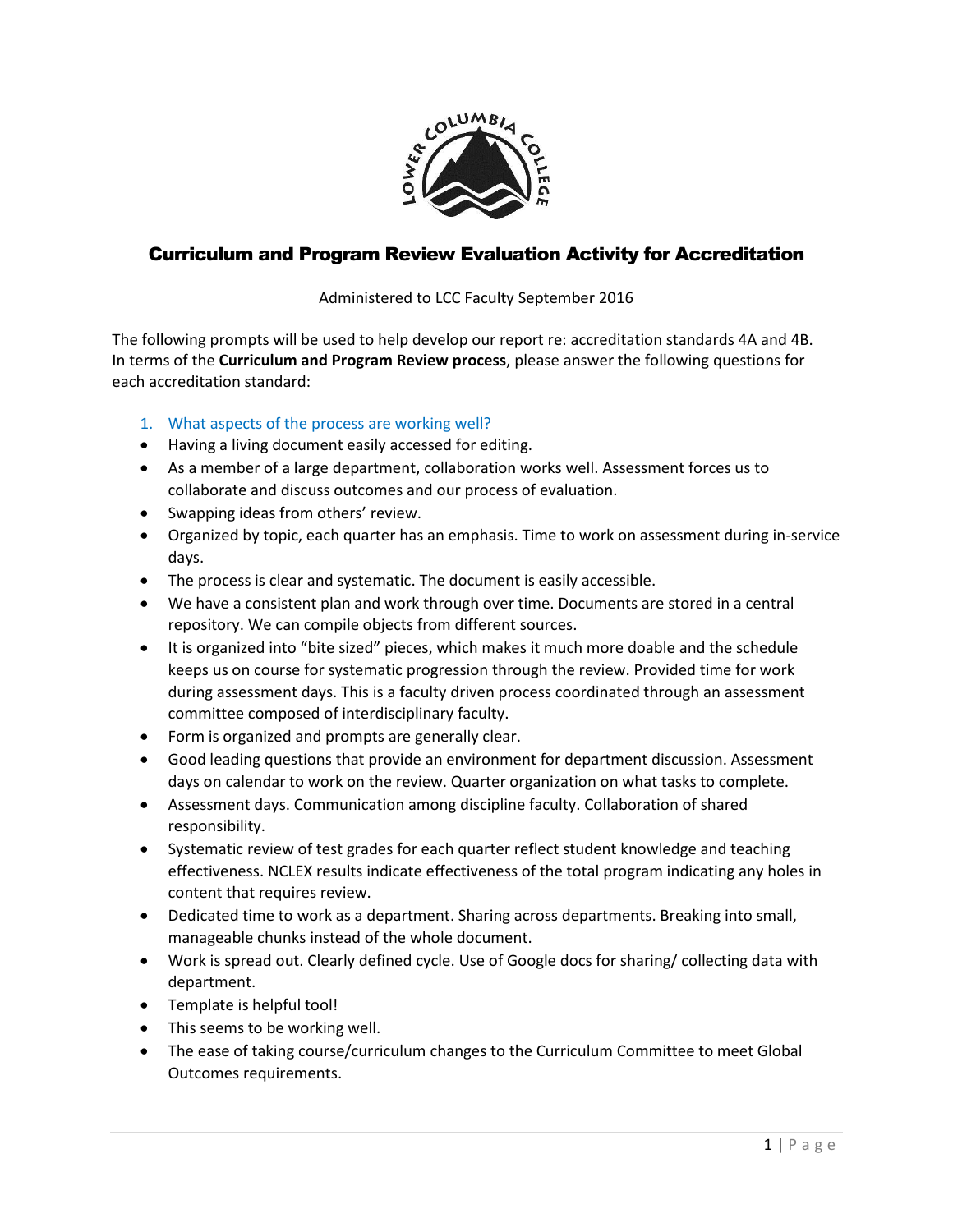# Curriculum and Program Review Evaluation Activity for Accreditation

Administered to LCC Faculty September 2016

The following prompts will be used to help develop our report re: accreditation standards 4A and 4B. In terms of the **Curriculum and Program Review process**, please answer the following questions for each accreditation standard:

1. What aspects of the process are working well?

- Having a living document easily accessed for editing.
- As a member of a large department, collaboration works well. Assessment forces us to collaborate and discuss outcomes and our process of evaluation.
- Swapping ideas from others' review.
- Organized by topic, each quarter has an emphasis. Time to work on assessment during in-service days.
- The process is clear and systematic. The document is easily accessible.
- We have a consistent plan and work through over time. Documents are stored in a central repository. We can compile objects from different sources.
- It is organized into "bite sized" pieces, which makes it much more doable and the schedule keeps us on course for systematic progression through the review. Provided time for work during assessment days. This is a faculty driven process coordinated through an assessment committee composed of interdisciplinary faculty.
- Form is organized and prompts are generally clear.
- Good leading questions that provide an environment for department discussion. Assessment days on calendar to work on the review. Quarter organization on what tasks to complete.
- Assessment days. Communication among discipline faculty. Collaboration of shared responsibility.
- Systematic review of test grades for each quarter reflect student knowledge and teaching effectiveness. NCLEX results indicate effectiveness of the total program indicating any holes in content that requires review.
- Dedicated time to work as a department. Sharing across departments. Breaking into small, manageable chunks instead of the whole document.
- Work is spread out. Clearly defined cycle. Use of Google docs for sharing/ collecting data with department.
- Template is helpful tool!
- This seems to be working well.
- The ease of taking course/curriculum changes to the Curriculum Committee to meet Global Outcomes requirements.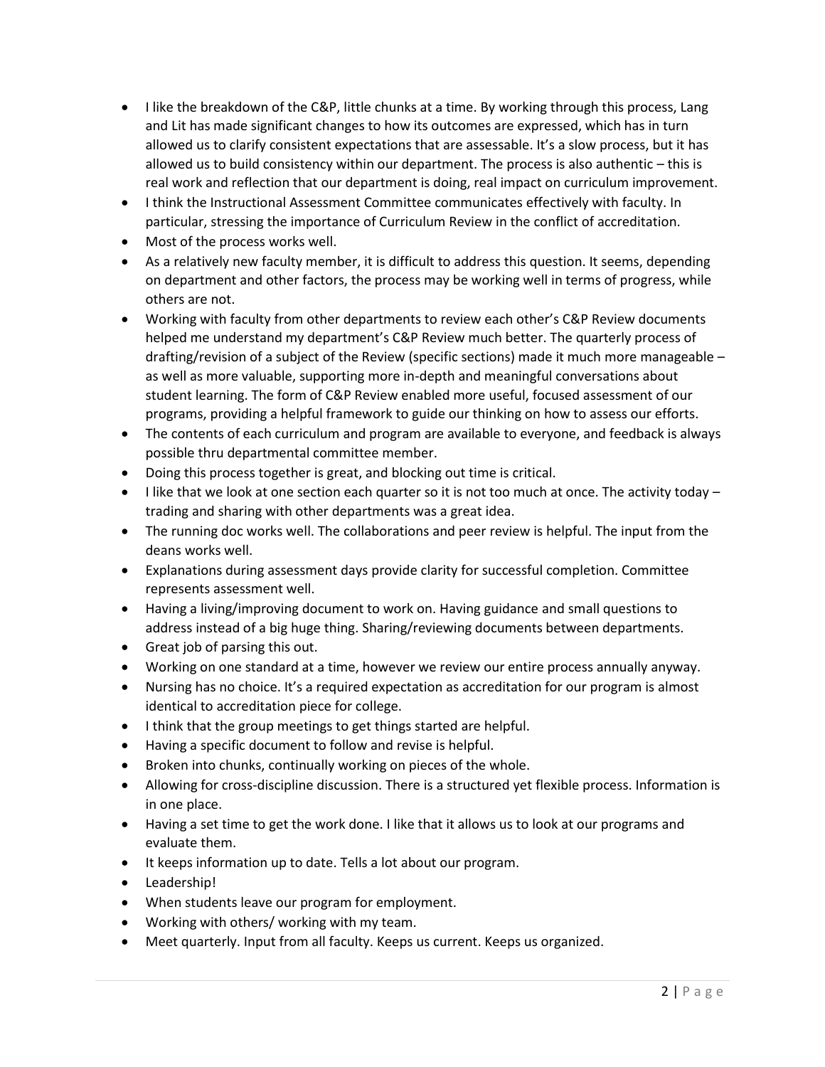- I like the breakdown of the C&P, little chunks at a time. By working through this process, Lang and Lit has made significant changes to how its outcomes are expressed, which has in turn allowed us to clarify consistent expectations that are assessable. It's a slow process, but it has allowed us to build consistency within our department. The process is also authentic – this is real work and reflection that our department is doing, real impact on curriculum improvement.
- I think the Instructional Assessment Committee communicates effectively with faculty. In particular, stressing the importance of Curriculum Review in the conflict of accreditation.
- Most of the process works well.
- As a relatively new faculty member, it is difficult to address this question. It seems, depending on department and other factors, the process may be working well in terms of progress, while others are not.
- Working with faculty from other departments to review each other's C&P Review documents helped me understand my department's C&P Review much better. The quarterly process of drafting/revision of a subject of the Review (specific sections) made it much more manageable – as well as more valuable, supporting more in-depth and meaningful conversations about student learning. The form of C&P Review enabled more useful, focused assessment of our programs, providing a helpful framework to guide our thinking on how to assess our efforts.
- The contents of each curriculum and program are available to everyone, and feedback is always possible thru departmental committee member.
- Doing this process together is great, and blocking out time is critical.
- I like that we look at one section each quarter so it is not too much at once. The activity today – trading and sharing with other departments was a great idea.
- The running doc works well. The collaborations and peer review is helpful. The input from the deans works well.
- Explanations during assessment days provide clarity for successful completion. Committee represents assessment well.
- Having a living/improving document to work on. Having guidance and small questions to address instead of a big huge thing. Sharing/reviewing documents between departments.
- Great job of parsing this out.
- Working on one standard at a time, however we review our entire process annually anyway.
- Nursing has no choice. It's a required expectation as accreditation for our program is almost identical to accreditation piece for college.
- I think that the group meetings to get things started are helpful.
- Having a specific document to follow and revise is helpful.
- Broken into chunks, continually working on pieces of the whole.
- Allowing for cross-discipline discussion. There is a structured yet flexible process. Information is in one place.
- Having a set time to get the work done. I like that it allows us to look at our programs and evaluate them.
- It keeps information up to date. Tells a lot about our program.
- Leadership!
- When students leave our program for employment.
- Working with others/ working with my team.
- Meet quarterly. Input from all faculty. Keeps us current. Keeps us organized.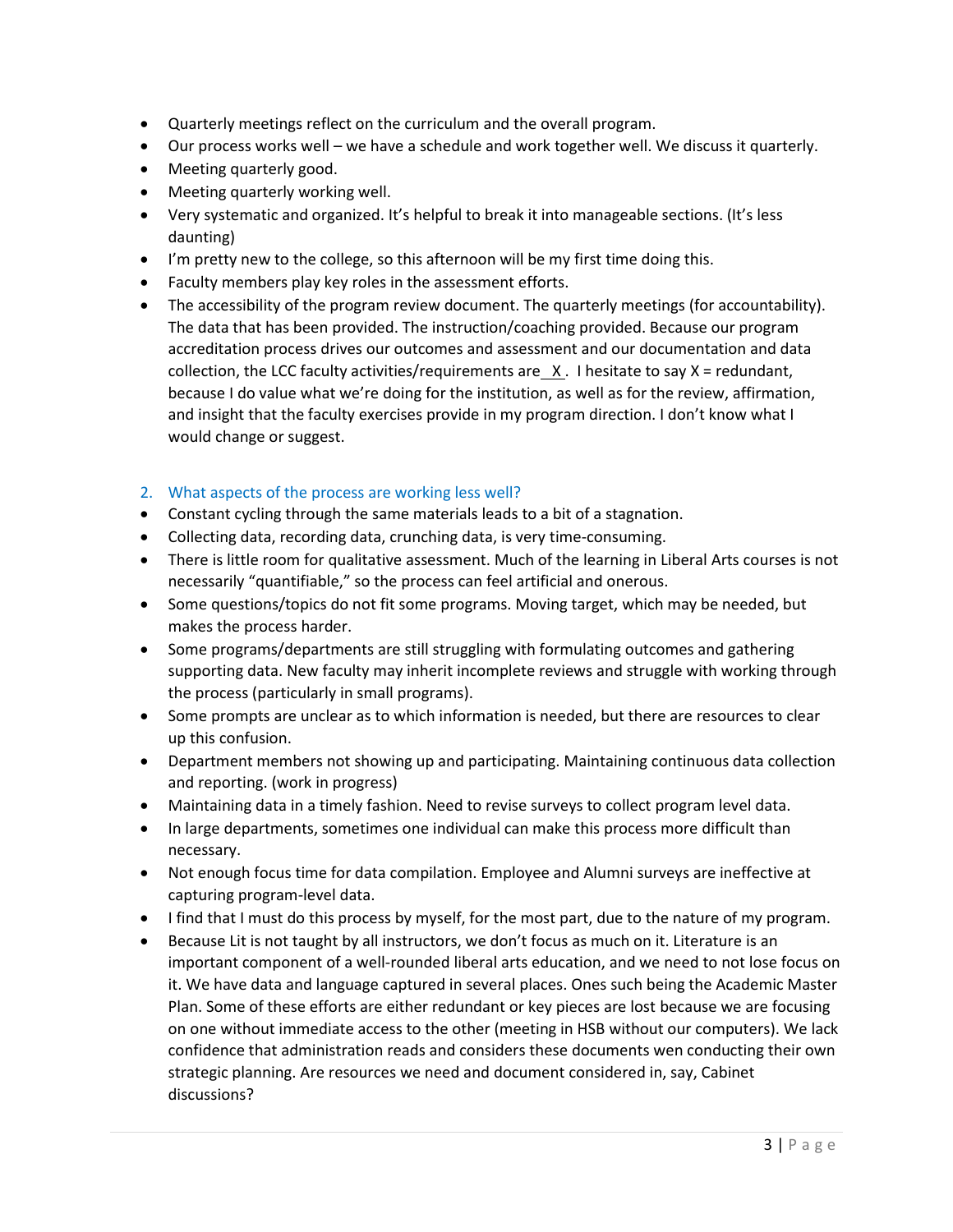- Quarterly meetings reflect on the curriculum and the overall program.
- Our process works well – we have a schedule and work together well. We discuss it quarterly.
- Meeting quarterly good.
- Meeting quarterly working well.
- Very systematic and organized. It's helpful to break it into manageable sections. (It's less daunting)
- I'm pretty new to the college, so this afternoon will be my first time doing this.
- Faculty members play key roles in the assessment efforts.
- The accessibility of the program review document. The quarterly meetings (for accountability). The data that has been provided. The instruction/coaching provided. Because our program accreditation process drives our outcomes and assessment and our documentation and data collection, the LCC faculty activities/requirements are _X_. I hesitate to say X = redundant, because I do value what we're doing for the institution, as well as for the review, affirmation, and insight that the faculty exercises provide in my program direction. I don't know what I would change or suggest.

2. What aspects of the process are working less well?

- Constant cycling through the same materials leads to a bit of a stagnation.
- Collecting data, recording data, crunching data, is very time-consuming.
- There is little room for qualitative assessment. Much of the learning in Liberal Arts courses is not necessarily "quantifiable," so the process can feel artificial and onerous.
- Some questions/topics do not fit some programs. Moving target, which may be needed, but makes the process harder.
- Some programs/departments are still struggling with formulating outcomes and gathering supporting data. New faculty may inherit incomplete reviews and struggle with working through the process (particularly in small programs).
- Some prompts are unclear as to which information is needed, but there are resources to clear up this confusion.
- Department members not showing up and participating. Maintaining continuous data collection and reporting. (work in progress)
- Maintaining data in a timely fashion. Need to revise surveys to collect program level data.
- In large departments, sometimes one individual can make this process more difficult than necessary.
- Not enough focus time for data compilation. Employee and Alumni surveys are ineffective at capturing program-level data.
- I find that I must do this process by myself, for the most part, due to the nature of my program.
- Because Lit is not taught by all instructors, we don't focus as much on it. Literature is an important component of a well-rounded liberal arts education, and we need to not lose focus on it. We have data and language captured in several places. Ones such being the Academic Master Plan. Some of these efforts are either redundant or key pieces are lost because we are focusing on one without immediate access to the other (meeting in HSB without our computers). We lack confidence that administration reads and considers these documents wen conducting their own strategic planning. Are resources we need and document considered in, say, Cabinet discussions?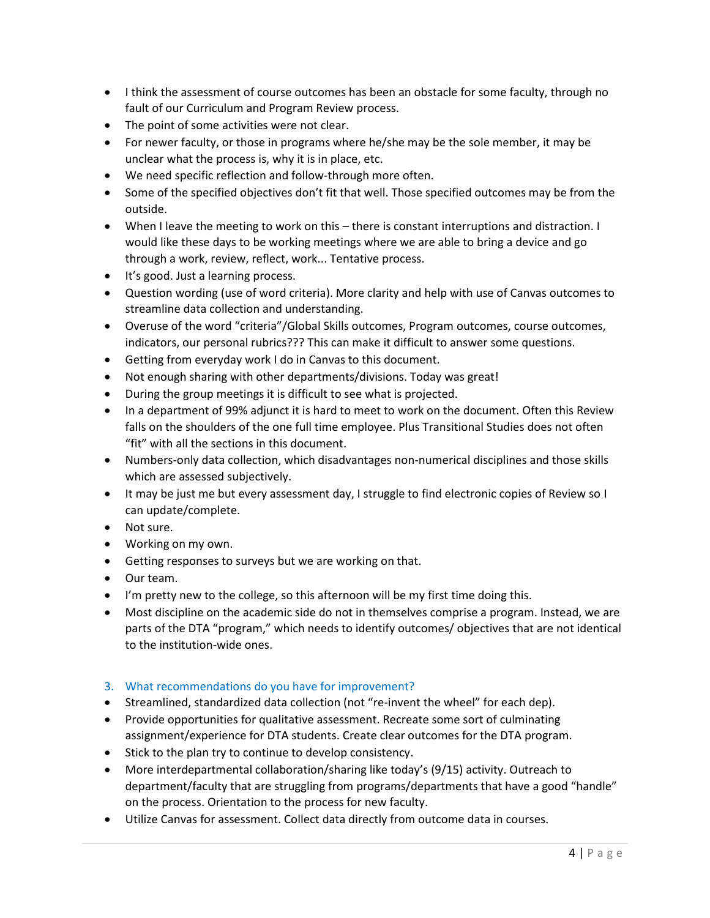- I think the assessment of course outcomes has been an obstacle for some faculty, through no fault of our Curriculum and Program Review process.
- The point of some activities were not clear.
- For newer faculty, or those in programs where he/she may be the sole member, it may be unclear what the process is, why it is in place, etc.
- We need specific reflection and follow-through more often.
- Some of the specified objectives don't fit that well. Those specified outcomes may be from the outside.
- When I leave the meeting to work on this – there is constant interruptions and distraction. I would like these days to be working meetings where we are able to bring a device and go through a work, review, reflect, work... Tentative process.
- It's good. Just a learning process.
- Question wording (use of word criteria). More clarity and help with use of Canvas outcomes to streamline data collection and understanding.
- Overuse of the word "criteria"/Global Skills outcomes, Program outcomes, course outcomes, indicators, our personal rubrics??? This can make it difficult to answer some questions.
- Getting from everyday work I do in Canvas to this document.
- Not enough sharing with other departments/divisions. Today was great!
- During the group meetings it is difficult to see what is projected.
- In a department of 99% adjunct it is hard to meet to work on the document. Often this Review falls on the shoulders of the one full time employee. Plus Transitional Studies does not often "fit" with all the sections in this document.
- Numbers-only data collection, which disadvantages non-numerical disciplines and those skills which are assessed subjectively.
- It may be just me but every assessment day, I struggle to find electronic copies of Review so I can update/complete.
- Not sure.
- Working on my own.
- Getting responses to surveys but we are working on that.
- Our team.
- I'm pretty new to the college, so this afternoon will be my first time doing this.
- Most discipline on the academic side do not in themselves comprise a program. Instead, we are parts of the DTA "program," which needs to identify outcomes/ objectives that are not identical to the institution-wide ones.

### 3. What recommendations do you have for improvement?

- Streamlined, standardized data collection (not "re-invent the wheel" for each dep).
- Provide opportunities for qualitative assessment. Recreate some sort of culminating assignment/experience for DTA students. Create clear outcomes for the DTA program.
- Stick to the plan try to continue to develop consistency.
- More interdepartmental collaboration/sharing like today's (9/15) activity. Outreach to department/faculty that are struggling from programs/departments that have a good "handle" on the process. Orientation to the process for new faculty.
- Utilize Canvas for assessment. Collect data directly from outcome data in courses.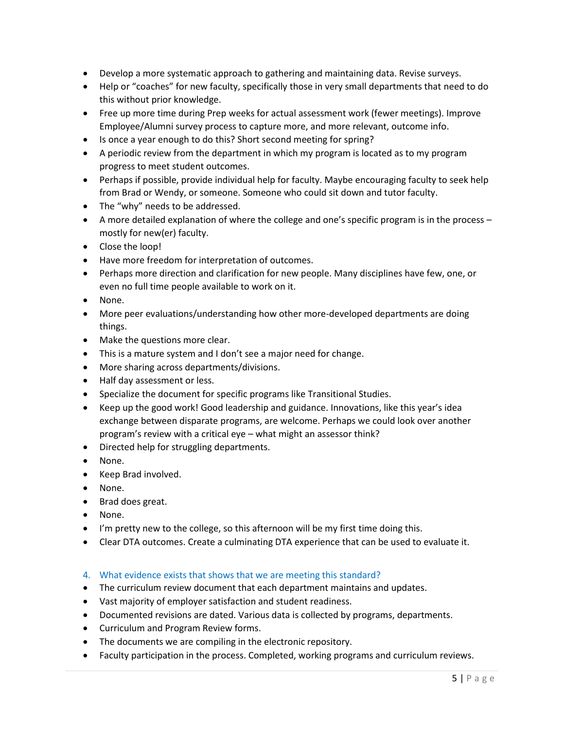- Develop a more systematic approach to gathering and maintaining data. Revise surveys.
- Help or "coaches" for new faculty, specifically those in very small departments that need to do this without prior knowledge.
- Free up more time during Prep weeks for actual assessment work (fewer meetings). Improve Employee/Alumni survey process to capture more, and more relevant, outcome info.
- Is once a year enough to do this? Short second meeting for spring?
- A periodic review from the department in which my program is located as to my program progress to meet student outcomes.
- Perhaps if possible, provide individual help for faculty. Maybe encouraging faculty to seek help from Brad or Wendy, or someone. Someone who could sit down and tutor faculty.
- The "why" needs to be addressed.
- A more detailed explanation of where the college and one's specific program is in the process – mostly for new(er) faculty.
- Close the loop!
- Have more freedom for interpretation of outcomes.
- Perhaps more direction and clarification for new people. Many disciplines have few, one, or even no full time people available to work on it.
- None.
- More peer evaluations/understanding how other more-developed departments are doing things.
- Make the questions more clear.
- This is a mature system and I don't see a major need for change.
- More sharing across departments/divisions.
- Half day assessment or less.
- Specialize the document for specific programs like Transitional Studies.
- Keep up the good work! Good leadership and guidance. Innovations, like this year's idea exchange between disparate programs, are welcome. Perhaps we could look over another program's review with a critical eye – what might an assessor think?
- Directed help for struggling departments.
- None.
- Keep Brad involved.
- None.
- Brad does great.
- None.
- I'm pretty new to the college, so this afternoon will be my first time doing this.
- Clear DTA outcomes. Create a culminating DTA experience that can be used to evaluate it.

4. What evidence exists that shows that we are meeting this standard?

- The curriculum review document that each department maintains and updates.
- Vast majority of employer satisfaction and student readiness.
- Documented revisions are dated. Various data is collected by programs, departments.
- Curriculum and Program Review forms.
- The documents we are compiling in the electronic repository.
- Faculty participation in the process. Completed, working programs and curriculum reviews.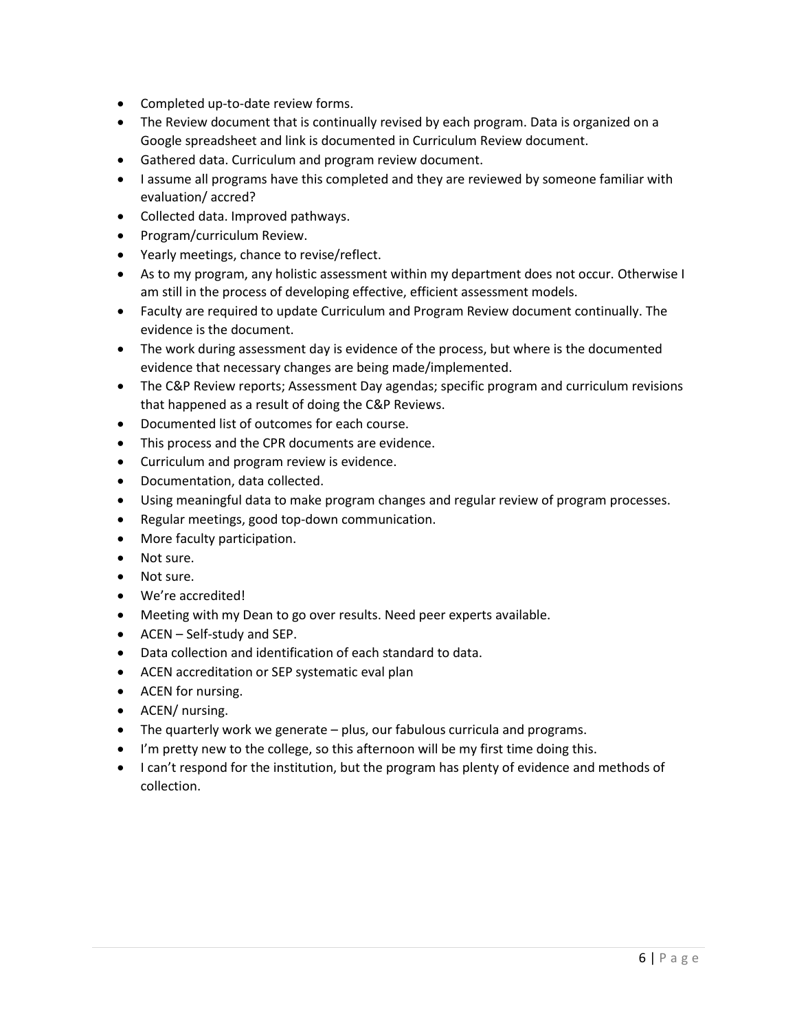- Completed up-to-date review forms.
- The Review document that is continually revised by each program. Data is organized on a Google spreadsheet and link is documented in Curriculum Review document.
- Gathered data. Curriculum and program review document.
- I assume all programs have this completed and they are reviewed by someone familiar with evaluation/ accred?
- Collected data. Improved pathways.
- Program/curriculum Review.
- Yearly meetings, chance to revise/reflect.
- As to my program, any holistic assessment within my department does not occur. Otherwise I am still in the process of developing effective, efficient assessment models.
- Faculty are required to update Curriculum and Program Review document continually. The evidence is the document.
- The work during assessment day is evidence of the process, but where is the documented evidence that necessary changes are being made/implemented.
- The C&P Review reports; Assessment Day agendas; specific program and curriculum revisions that happened as a result of doing the C&P Reviews.
- Documented list of outcomes for each course.
- This process and the CPR documents are evidence.
- Curriculum and program review is evidence.
- Documentation, data collected.
- Using meaningful data to make program changes and regular review of program processes.
- Regular meetings, good top-down communication.
- More faculty participation.
- Not sure.
- Not sure.
- We're accredited!
- Meeting with my Dean to go over results. Need peer experts available.
- ACEN – Self-study and SEP.
- Data collection and identification of each standard to data.
- ACEN accreditation or SEP systematic eval plan
- ACEN for nursing.
- ACEN/ nursing.
- The quarterly work we generate – plus, our fabulous curricula and programs.
- I'm pretty new to the college, so this afternoon will be my first time doing this.
- I can't respond for the institution, but the program has plenty of evidence and methods of collection.